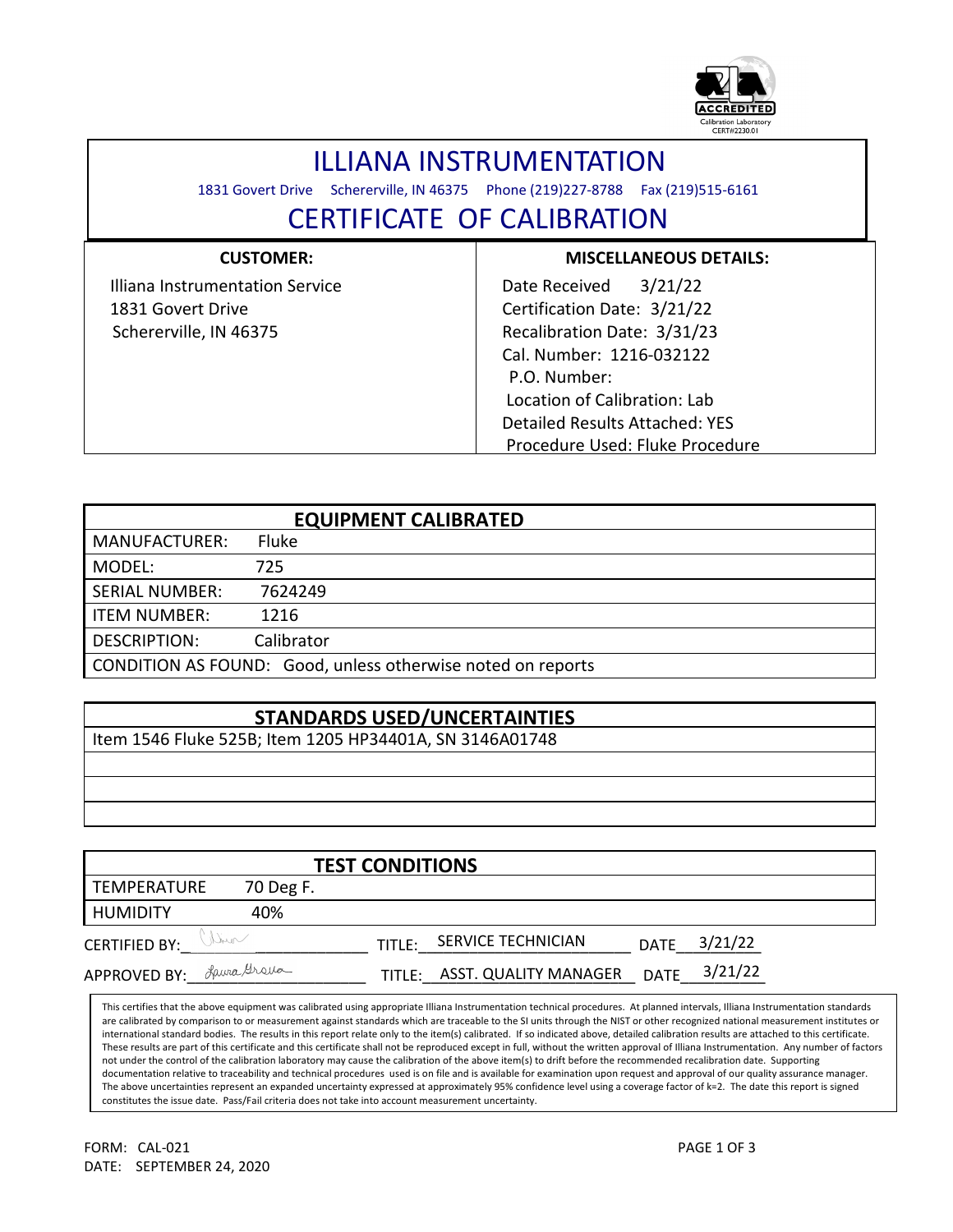ACCREDITED
Calibration Laboratory
CERT#2230.01

# ILLIANA INSTRUMENTATION

1831 Govert Drive Schererville, IN 46375 Phone (219)227-8788 Fax (219)515-6161

## CERTIFICATE OF CALIBRATION

| CUSTOMER: | MISCELLANEOUS DETAILS: |
|---|---|
| Illiana Instrumentation Service<br>1831 Govert Drive<br>Schererville, IN 46375 | Date Received 3/21/22<br>Certification Date: 3/21/22<br>Recalibration Date: 3/31/23<br>Cal. Number: 1216-032122<br>P.O. Number:<br>Location of Calibration: Lab<br>Detailed Results Attached: YES<br>Procedure Used: Fluke Procedure |

| EQUIPMENT CALIBRATED | |
|---|---|
| MANUFACTURER: | Fluke |
| MODEL: | 725 |
| SERIAL NUMBER: | 7624249 |
| ITEM NUMBER: | 1216 |
| DESCRIPTION: | Calibrator |
| CONDITION AS FOUND: Good, unless otherwise noted on reports | |

| STANDARDS USED/UNCERTAINTIES |
|---|
| Item 1546 Fluke 525B; Item 1205 HP34401A, SN 3146A01748 |
| |
| |
| |

| TEST CONDITIONS | |
|---|---|
| TEMPERATURE | 70 Deg F. |
| HUMIDITY | 40% |

CERTIFIED BY: (signature) TITLE: SERVICE TECHNICIAN DATE 3/21/22

APPROVED BY: Laura Grasso TITLE: ASST. QUALITY MANAGER DATE 3/21/22

This certifies that the above equipment was calibrated using appropriate Illiana Instrumentation technical procedures. At planned intervals, Illiana Instrumentation standards are calibrated by comparison to or measurement against standards which are traceable to the SI units through the NIST or other recognized national measurement institutes or international standard bodies. The results in this report relate only to the item(s) calibrated. If so indicated above, detailed calibration results are attached to this certificate. These results are part of this certificate and this certificate shall not be reproduced except in full, without the written approval of Illiana Instrumentation. Any number of factors not under the control of the calibration laboratory may cause the calibration of the above item(s) to drift before the recommended recalibration date. Supporting documentation relative to traceability and technical procedures used is on file and is available for examination upon request and approval of our quality assurance manager. The above uncertainties represent an expanded uncertainty expressed at approximately 95% confidence level using a coverage factor of k=2. The date this report is signed constitutes the issue date. Pass/Fail criteria does not take into account measurement uncertainty.

FORM: CAL-021
DATE: SEPTEMBER 24, 2020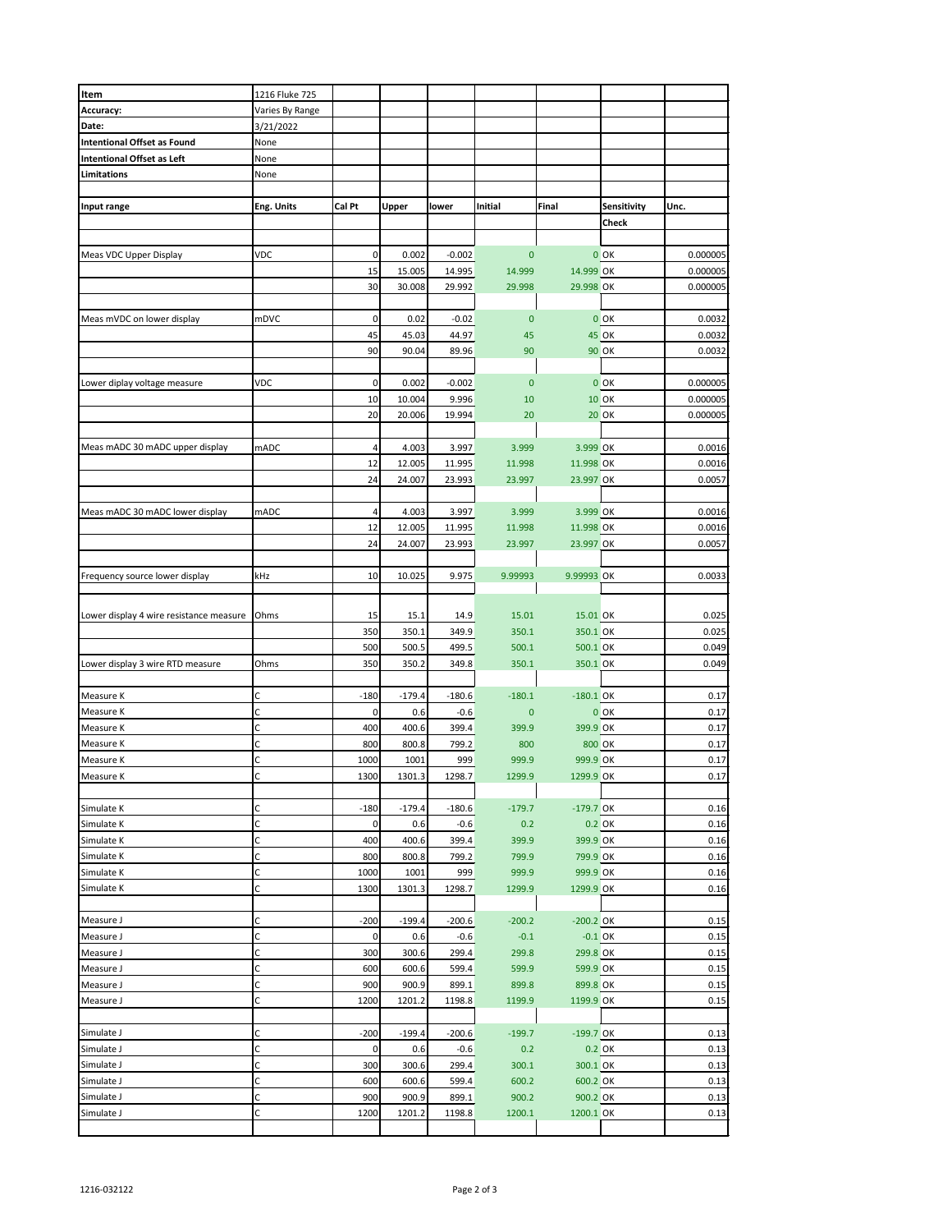| Item | 1216 Fluke 725 | | | | | | | |
|---|---|---|---|---|---|---|---|---|
| Accuracy: | Varies By Range | | | | | | | |
| Date: | 3/21/2022 | | | | | | | |
| Intentional Offset as Found | None | | | | | | | |
| Intentional Offset as Left | None | | | | | | | |
| Limitations | None | | | | | | | |
| | | | | | | | | |
| Input range | Eng. Units | Cal Pt | Upper | lower | Initial | Final | Sensitivity Check | Unc. |
| | | | | | | | | |
| Meas VDC Upper Display | VDC | 0 | 0.002 | -0.002 | 0 | 0 | OK | 0.000005 |
| | | 15 | 15.005 | 14.995 | 14.999 | 14.999 | OK | 0.000005 |
| | | 30 | 30.008 | 29.992 | 29.998 | 29.998 | OK | 0.000005 |
| | | | | | | | | |
| Meas mVDC on lower display | mDVC | 0 | 0.02 | -0.02 | 0 | 0 | OK | 0.0032 |
| | | 45 | 45.03 | 44.97 | 45 | 45 | OK | 0.0032 |
| | | 90 | 90.04 | 89.96 | 90 | 90 | OK | 0.0032 |
| | | | | | | | | |
| Lower diplay voltage measure | VDC | 0 | 0.002 | -0.002 | 0 | 0 | OK | 0.000005 |
| | | 10 | 10.004 | 9.996 | 10 | 10 | OK | 0.000005 |
| | | 20 | 20.006 | 19.994 | 20 | 20 | OK | 0.000005 |
| | | | | | | | | |
| Meas mADC 30 mADC upper display | mADC | 4 | 4.003 | 3.997 | 3.999 | 3.999 | OK | 0.0016 |
| | | 12 | 12.005 | 11.995 | 11.998 | 11.998 | OK | 0.0016 |
| | | 24 | 24.007 | 23.993 | 23.997 | 23.997 | OK | 0.0057 |
| | | | | | | | | |
| Meas mADC 30 mADC lower display | mADC | 4 | 4.003 | 3.997 | 3.999 | 3.999 | OK | 0.0016 |
| | | 12 | 12.005 | 11.995 | 11.998 | 11.998 | OK | 0.0016 |
| | | 24 | 24.007 | 23.993 | 23.997 | 23.997 | OK | 0.0057 |
| | | | | | | | | |
| Frequency source lower display | kHz | 10 | 10.025 | 9.975 | 9.99993 | 9.99993 | OK | 0.0033 |
| | | | | | | | | |
| Lower display 4 wire resistance measure | Ohms | 15 | 15.1 | 14.9 | 15.01 | 15.01 | OK | 0.025 |
| | | 350 | 350.1 | 349.9 | 350.1 | 350.1 | OK | 0.025 |
| | | 500 | 500.5 | 499.5 | 500.1 | 500.1 | OK | 0.049 |
| Lower display 3 wire RTD measure | Ohms | 350 | 350.2 | 349.8 | 350.1 | 350.1 | OK | 0.049 |
| | | | | | | | | |
| Measure K | C | -180 | -179.4 | -180.6 | -180.1 | -180.1 | OK | 0.17 |
| Measure K | C | 0 | 0.6 | -0.6 | 0 | 0 | OK | 0.17 |
| Measure K | C | 400 | 400.6 | 399.4 | 399.9 | 399.9 | OK | 0.17 |
| Measure K | C | 800 | 800.8 | 799.2 | 800 | 800 | OK | 0.17 |
| Measure K | C | 1000 | 1001 | 999 | 999.9 | 999.9 | OK | 0.17 |
| Measure K | C | 1300 | 1301.3 | 1298.7 | 1299.9 | 1299.9 | OK | 0.17 |
| | | | | | | | | |
| Simulate K | C | -180 | -179.4 | -180.6 | -179.7 | -179.7 | OK | 0.16 |
| Simulate K | C | 0 | 0.6 | -0.6 | 0.2 | 0.2 | OK | 0.16 |
| Simulate K | C | 400 | 400.6 | 399.4 | 399.9 | 399.9 | OK | 0.16 |
| Simulate K | C | 800 | 800.8 | 799.2 | 799.9 | 799.9 | OK | 0.16 |
| Simulate K | C | 1000 | 1001 | 999 | 999.9 | 999.9 | OK | 0.16 |
| Simulate K | C | 1300 | 1301.3 | 1298.7 | 1299.9 | 1299.9 | OK | 0.16 |
| | | | | | | | | |
| Measure J | C | -200 | -199.4 | -200.6 | -200.2 | -200.2 | OK | 0.15 |
| Measure J | C | 0 | 0.6 | -0.6 | -0.1 | -0.1 | OK | 0.15 |
| Measure J | C | 300 | 300.6 | 299.4 | 299.8 | 299.8 | OK | 0.15 |
| Measure J | C | 600 | 600.6 | 599.4 | 599.9 | 599.9 | OK | 0.15 |
| Measure J | C | 900 | 900.9 | 899.1 | 899.8 | 899.8 | OK | 0.15 |
| Measure J | C | 1200 | 1201.2 | 1198.8 | 1199.9 | 1199.9 | OK | 0.15 |
| | | | | | | | | |
| Simulate J | C | -200 | -199.4 | -200.6 | -199.7 | -199.7 | OK | 0.13 |
| Simulate J | C | 0 | 0.6 | -0.6 | 0.2 | 0.2 | OK | 0.13 |
| Simulate J | C | 300 | 300.6 | 299.4 | 300.1 | 300.1 | OK | 0.13 |
| Simulate J | C | 600 | 600.6 | 599.4 | 600.2 | 600.2 | OK | 0.13 |
| Simulate J | C | 900 | 900.9 | 899.1 | 900.2 | 900.2 | OK | 0.13 |
| Simulate J | C | 1200 | 1201.2 | 1198.8 | 1200.1 | 1200.1 | OK | 0.13 |

1216-032122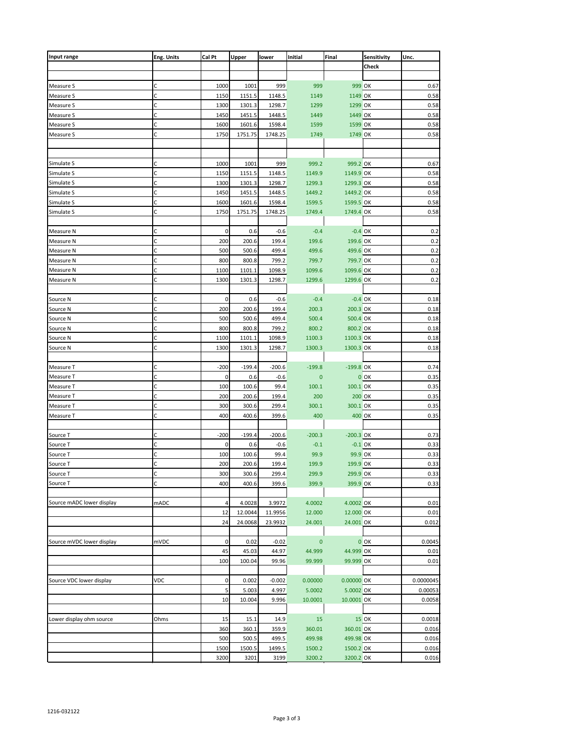| Input range | Eng. Units | Cal Pt | Upper | lower | Initial | Final | Sensitivity Check | Unc. |
|---|---|---|---|---|---|---|---|---|
| | | | | | | | | |
| Measure S | C | 1000 | 1001 | 999 | 999 | 999 | OK | 0.67 |
| Measure S | C | 1150 | 1151.5 | 1148.5 | 1149 | 1149 | OK | 0.58 |
| Measure S | C | 1300 | 1301.3 | 1298.7 | 1299 | 1299 | OK | 0.58 |
| Measure S | C | 1450 | 1451.5 | 1448.5 | 1449 | 1449 | OK | 0.58 |
| Measure S | C | 1600 | 1601.6 | 1598.4 | 1599 | 1599 | OK | 0.58 |
| Measure S | C | 1750 | 1751.75 | 1748.25 | 1749 | 1749 | OK | 0.58 |
| | | | | | | | | |
| | | | | | | | | |
| Simulate S | C | 1000 | 1001 | 999 | 999.2 | 999.2 | OK | 0.67 |
| Simulate S | C | 1150 | 1151.5 | 1148.5 | 1149.9 | 1149.9 | OK | 0.58 |
| Simulate S | C | 1300 | 1301.3 | 1298.7 | 1299.3 | 1299.3 | OK | 0.58 |
| Simulate S | C | 1450 | 1451.5 | 1448.5 | 1449.2 | 1449.2 | OK | 0.58 |
| Simulate S | C | 1600 | 1601.6 | 1598.4 | 1599.5 | 1599.5 | OK | 0.58 |
| Simulate S | C | 1750 | 1751.75 | 1748.25 | 1749.4 | 1749.4 | OK | 0.58 |
| | | | | | | | | |
| Measure N | C | 0 | 0.6 | -0.6 | -0.4 | -0.4 | OK | 0.2 |
| Measure N | C | 200 | 200.6 | 199.4 | 199.6 | 199.6 | OK | 0.2 |
| Measure N | C | 500 | 500.6 | 499.4 | 499.6 | 499.6 | OK | 0.2 |
| Measure N | C | 800 | 800.8 | 799.2 | 799.7 | 799.7 | OK | 0.2 |
| Measure N | C | 1100 | 1101.1 | 1098.9 | 1099.6 | 1099.6 | OK | 0.2 |
| Measure N | C | 1300 | 1301.3 | 1298.7 | 1299.6 | 1299.6 | OK | 0.2 |
| | | | | | | | | |
| Source N | C | 0 | 0.6 | -0.6 | -0.4 | -0.4 | OK | 0.18 |
| Source N | C | 200 | 200.6 | 199.4 | 200.3 | 200.3 | OK | 0.18 |
| Source N | C | 500 | 500.6 | 499.4 | 500.4 | 500.4 | OK | 0.18 |
| Source N | C | 800 | 800.8 | 799.2 | 800.2 | 800.2 | OK | 0.18 |
| Source N | C | 1100 | 1101.1 | 1098.9 | 1100.3 | 1100.3 | OK | 0.18 |
| Source N | C | 1300 | 1301.3 | 1298.7 | 1300.3 | 1300.3 | OK | 0.18 |
| | | | | | | | | |
| Measure T | C | -200 | -199.4 | -200.6 | -199.8 | -199.8 | OK | 0.74 |
| Measure T | C | 0 | 0.6 | -0.6 | 0 | 0 | OK | 0.35 |
| Measure T | C | 100 | 100.6 | 99.4 | 100.1 | 100.1 | OK | 0.35 |
| Measure T | C | 200 | 200.6 | 199.4 | 200 | 200 | OK | 0.35 |
| Measure T | C | 300 | 300.6 | 299.4 | 300.1 | 300.1 | OK | 0.35 |
| Measure T | C | 400 | 400.6 | 399.6 | 400 | 400 | OK | 0.35 |
| | | | | | | | | |
| Source T | C | -200 | -199.4 | -200.6 | -200.3 | -200.3 | OK | 0.73 |
| Source T | C | 0 | 0.6 | -0.6 | -0.1 | -0.1 | OK | 0.33 |
| Source T | C | 100 | 100.6 | 99.4 | 99.9 | 99.9 | OK | 0.33 |
| Source T | C | 200 | 200.6 | 199.4 | 199.9 | 199.9 | OK | 0.33 |
| Source T | C | 300 | 300.6 | 299.4 | 299.9 | 299.9 | OK | 0.33 |
| Source T | C | 400 | 400.6 | 399.6 | 399.9 | 399.9 | OK | 0.33 |
| | | | | | | | | |
| Source mADC lower display | mADC | 4 | 4.0028 | 3.9972 | 4.0002 | 4.0002 | OK | 0.01 |
| | | 12 | 12.0044 | 11.9956 | 12.000 | 12.000 | OK | 0.01 |
| | | 24 | 24.0068 | 23.9932 | 24.001 | 24.001 | OK | 0.012 |
| | | | | | | | | |
| Source mVDC lower display | mVDC | 0 | 0.02 | -0.02 | 0 | 0 | OK | 0.0045 |
| | | 45 | 45.03 | 44.97 | 44.999 | 44.999 | OK | 0.01 |
| | | 100 | 100.04 | 99.96 | 99.999 | 99.999 | OK | 0.01 |
| | | | | | | | | |
| Source VDC lower display | VDC | 0 | 0.002 | -0.002 | 0.00000 | 0.00000 | OK | 0.0000045 |
| | | 5 | 5.003 | 4.997 | 5.0002 | 5.0002 | OK | 0.00053 |
| | | 10 | 10.004 | 9.996 | 10.0001 | 10.0001 | OK | 0.0058 |
| | | | | | | | | |
| Lower display ohm source | Ohms | 15 | 15.1 | 14.9 | 15 | 15 | OK | 0.0018 |
| | | 360 | 360.1 | 359.9 | 360.01 | 360.01 | OK | 0.016 |
| | | 500 | 500.5 | 499.5 | 499.98 | 499.98 | OK | 0.016 |
| | | 1500 | 1500.5 | 1499.5 | 1500.2 | 1500.2 | OK | 0.016 |
| | | 3200 | 3201 | 3199 | 3200.2 | 3200.2 | OK | 0.016 |

1216-032122